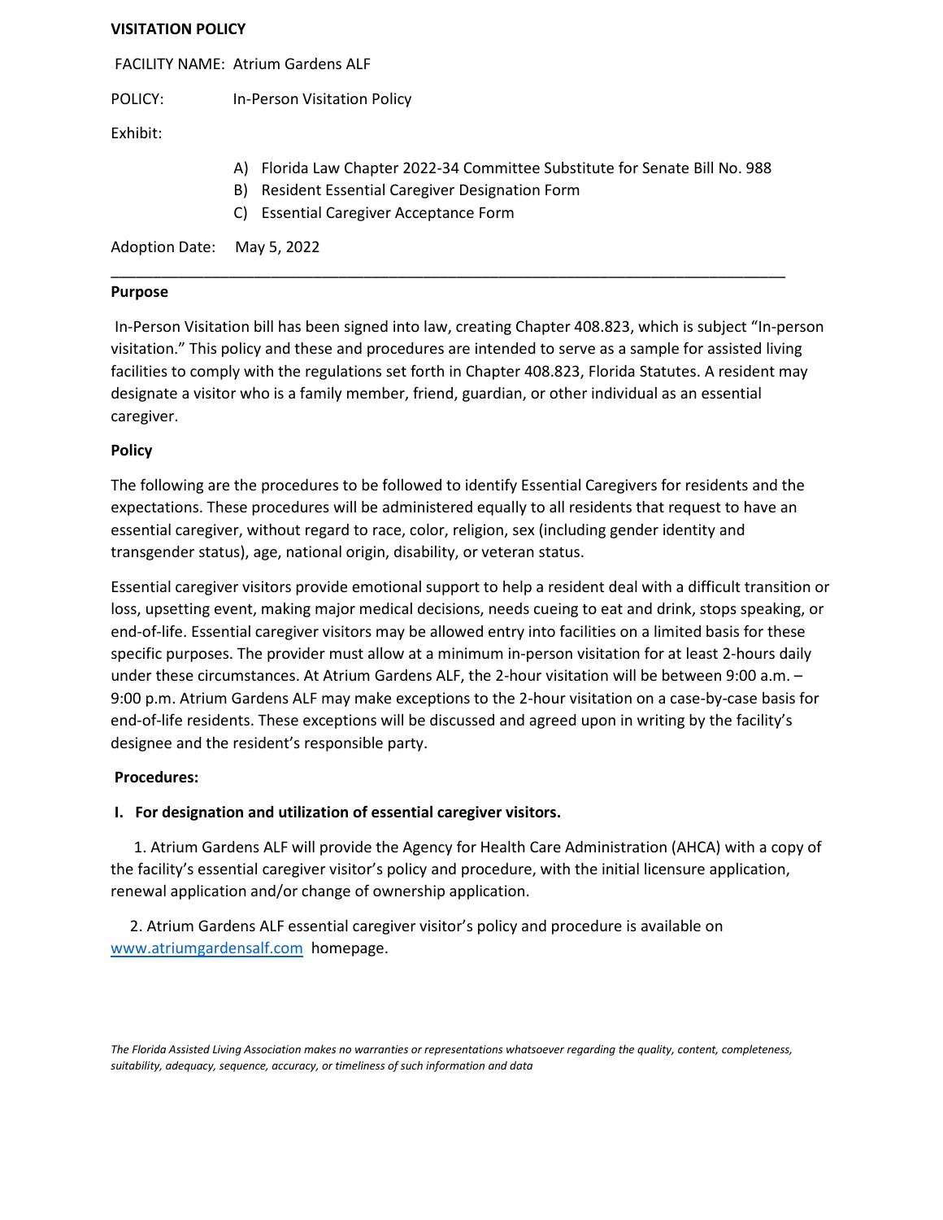**VISITATION POLICY**

FACILITY NAME: Atrium Gardens ALF

POLICY: In-Person Visitation Policy

Exhibit:

A) Florida Law Chapter 2022-34 Committee Substitute for Senate Bill No. 988
B) Resident Essential Caregiver Designation Form
C) Essential Caregiver Acceptance Form

Adoption Date: May 5, 2022

---

**Purpose**

In-Person Visitation bill has been signed into law, creating Chapter 408.823, which is subject "In-person visitation." This policy and these and procedures are intended to serve as a sample for assisted living facilities to comply with the regulations set forth in Chapter 408.823, Florida Statutes. A resident may designate a visitor who is a family member, friend, guardian, or other individual as an essential caregiver.

**Policy**

The following are the procedures to be followed to identify Essential Caregivers for residents and the expectations. These procedures will be administered equally to all residents that request to have an essential caregiver, without regard to race, color, religion, sex (including gender identity and transgender status), age, national origin, disability, or veteran status.

Essential caregiver visitors provide emotional support to help a resident deal with a difficult transition or loss, upsetting event, making major medical decisions, needs cueing to eat and drink, stops speaking, or end-of-life. Essential caregiver visitors may be allowed entry into facilities on a limited basis for these specific purposes. The provider must allow at a minimum in-person visitation for at least 2-hours daily under these circumstances. At Atrium Gardens ALF, the 2-hour visitation will be between 9:00 a.m. – 9:00 p.m. Atrium Gardens ALF may make exceptions to the 2-hour visitation on a case-by-case basis for end-of-life residents. These exceptions will be discussed and agreed upon in writing by the facility's designee and the resident's responsible party.

**Procedures:**

**I. For designation and utilization of essential caregiver visitors.**

1. Atrium Gardens ALF will provide the Agency for Health Care Administration (AHCA) with a copy of the facility's essential caregiver visitor's policy and procedure, with the initial licensure application, renewal application and/or change of ownership application.

2. Atrium Gardens ALF essential caregiver visitor's policy and procedure is available on [www.atriumgardensalf.com](http://www.atriumgardensalf.com) homepage.

*The Florida Assisted Living Association makes no warranties or representations whatsoever regarding the quality, content, completeness, suitability, adequacy, sequence, accuracy, or timeliness of such information and data*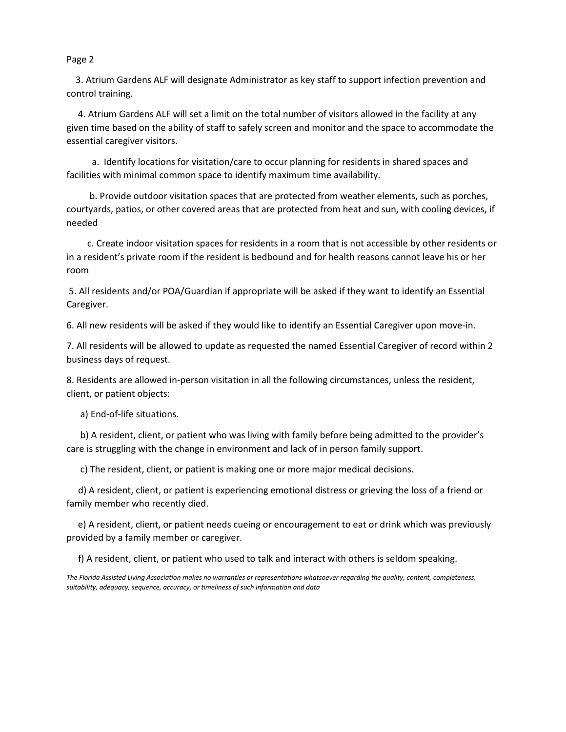3. Atrium Gardens ALF will designate Administrator as key staff to support infection prevention and control training.

4. Atrium Gardens ALF will set a limit on the total number of visitors allowed in the facility at any given time based on the ability of staff to safely screen and monitor and the space to accommodate the essential caregiver visitors.

   a. Identify locations for visitation/care to occur planning for residents in shared spaces and facilities with minimal common space to identify maximum time availability.

   b. Provide outdoor visitation spaces that are protected from weather elements, such as porches, courtyards, patios, or other covered areas that are protected from heat and sun, with cooling devices, if needed

   c. Create indoor visitation spaces for residents in a room that is not accessible by other residents or in a resident's private room if the resident is bedbound and for health reasons cannot leave his or her room

5. All residents and/or POA/Guardian if appropriate will be asked if they want to identify an Essential Caregiver.

6. All new residents will be asked if they would like to identify an Essential Caregiver upon move-in.

7. All residents will be allowed to update as requested the named Essential Caregiver of record within 2 business days of request.

8. Residents are allowed in-person visitation in all the following circumstances, unless the resident, client, or patient objects:

   a) End-of-life situations.

   b) A resident, client, or patient who was living with family before being admitted to the provider's care is struggling with the change in environment and lack of in person family support.

   c) The resident, client, or patient is making one or more major medical decisions.

   d) A resident, client, or patient is experiencing emotional distress or grieving the loss of a friend or family member who recently died.

   e) A resident, client, or patient needs cueing or encouragement to eat or drink which was previously provided by a family member or caregiver.

   f) A resident, client, or patient who used to talk and interact with others is seldom speaking.

*The Florida Assisted Living Association makes no warranties or representations whatsoever regarding the quality, content, completeness, suitability, adequacy, sequence, accuracy, or timeliness of such information and data*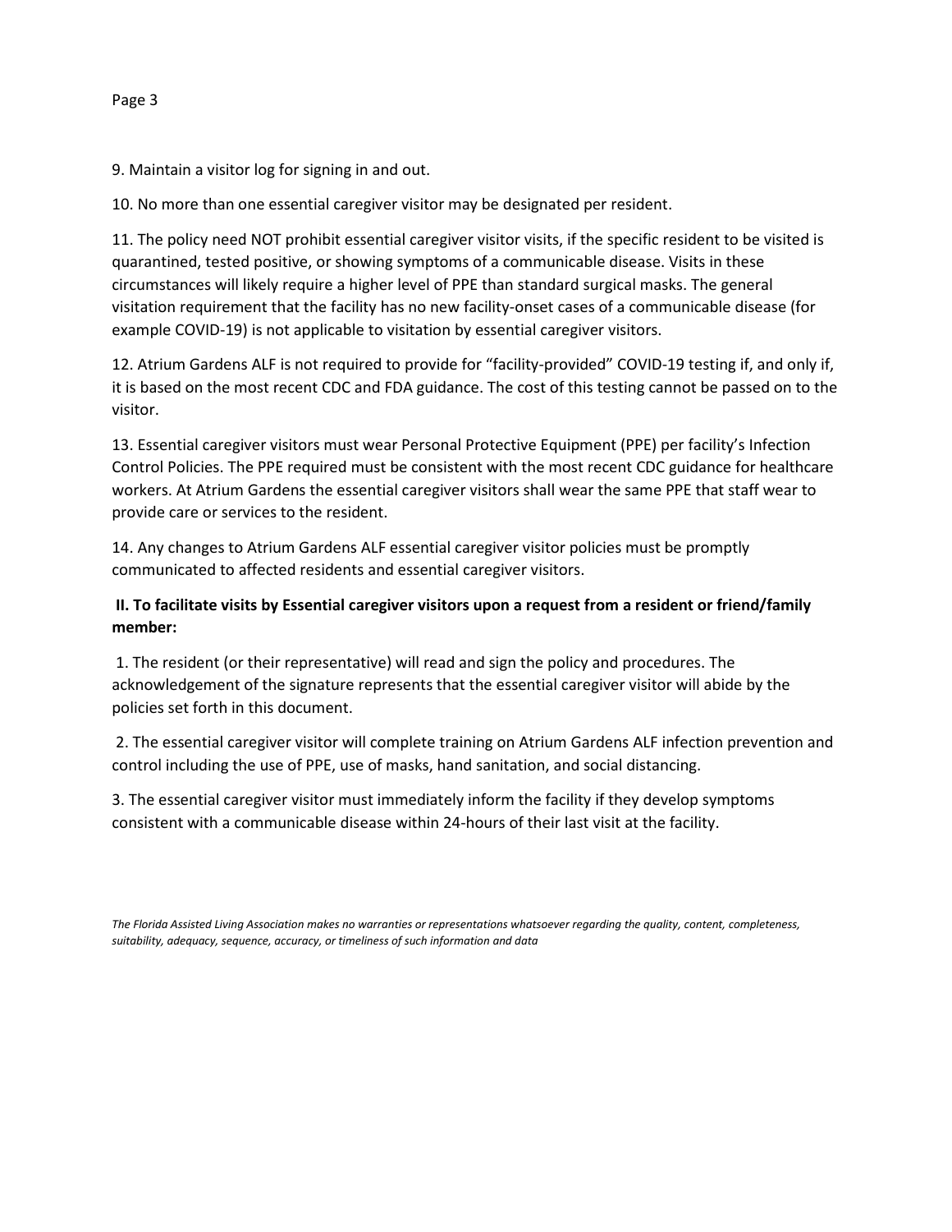9. Maintain a visitor log for signing in and out.

10. No more than one essential caregiver visitor may be designated per resident.

11. The policy need NOT prohibit essential caregiver visitor visits, if the specific resident to be visited is quarantined, tested positive, or showing symptoms of a communicable disease. Visits in these circumstances will likely require a higher level of PPE than standard surgical masks. The general visitation requirement that the facility has no new facility-onset cases of a communicable disease (for example COVID-19) is not applicable to visitation by essential caregiver visitors.

12. Atrium Gardens ALF is not required to provide for "facility-provided" COVID-19 testing if, and only if, it is based on the most recent CDC and FDA guidance. The cost of this testing cannot be passed on to the visitor.

13. Essential caregiver visitors must wear Personal Protective Equipment (PPE) per facility's Infection Control Policies. The PPE required must be consistent with the most recent CDC guidance for healthcare workers. At Atrium Gardens the essential caregiver visitors shall wear the same PPE that staff wear to provide care or services to the resident.

14. Any changes to Atrium Gardens ALF essential caregiver visitor policies must be promptly communicated to affected residents and essential caregiver visitors.

**II. To facilitate visits by Essential caregiver visitors upon a request from a resident or friend/family member:**

1. The resident (or their representative) will read and sign the policy and procedures. The acknowledgement of the signature represents that the essential caregiver visitor will abide by the policies set forth in this document.

2. The essential caregiver visitor will complete training on Atrium Gardens ALF infection prevention and control including the use of PPE, use of masks, hand sanitation, and social distancing.

3. The essential caregiver visitor must immediately inform the facility if they develop symptoms consistent with a communicable disease within 24-hours of their last visit at the facility.

*The Florida Assisted Living Association makes no warranties or representations whatsoever regarding the quality, content, completeness, suitability, adequacy, sequence, accuracy, or timeliness of such information and data*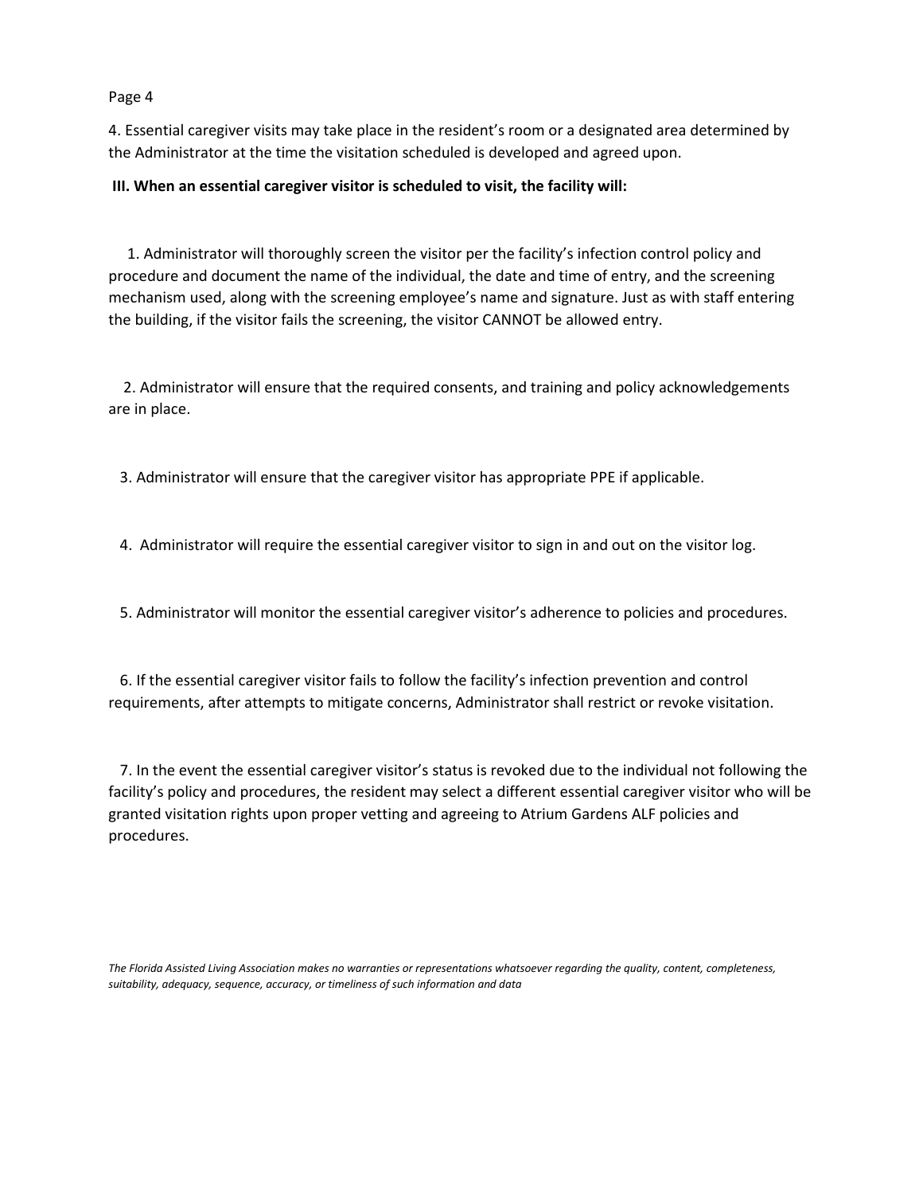4. Essential caregiver visits may take place in the resident's room or a designated area determined by the Administrator at the time the visitation scheduled is developed and agreed upon.

**III. When an essential caregiver visitor is scheduled to visit, the facility will:**

1. Administrator will thoroughly screen the visitor per the facility's infection control policy and procedure and document the name of the individual, the date and time of entry, and the screening mechanism used, along with the screening employee's name and signature. Just as with staff entering the building, if the visitor fails the screening, the visitor CANNOT be allowed entry.

2. Administrator will ensure that the required consents, and training and policy acknowledgements are in place.

3. Administrator will ensure that the caregiver visitor has appropriate PPE if applicable.

4. Administrator will require the essential caregiver visitor to sign in and out on the visitor log.

5. Administrator will monitor the essential caregiver visitor's adherence to policies and procedures.

6. If the essential caregiver visitor fails to follow the facility's infection prevention and control requirements, after attempts to mitigate concerns, Administrator shall restrict or revoke visitation.

7. In the event the essential caregiver visitor's status is revoked due to the individual not following the facility's policy and procedures, the resident may select a different essential caregiver visitor who will be granted visitation rights upon proper vetting and agreeing to Atrium Gardens ALF policies and procedures.

*The Florida Assisted Living Association makes no warranties or representations whatsoever regarding the quality, content, completeness, suitability, adequacy, sequence, accuracy, or timeliness of such information and data*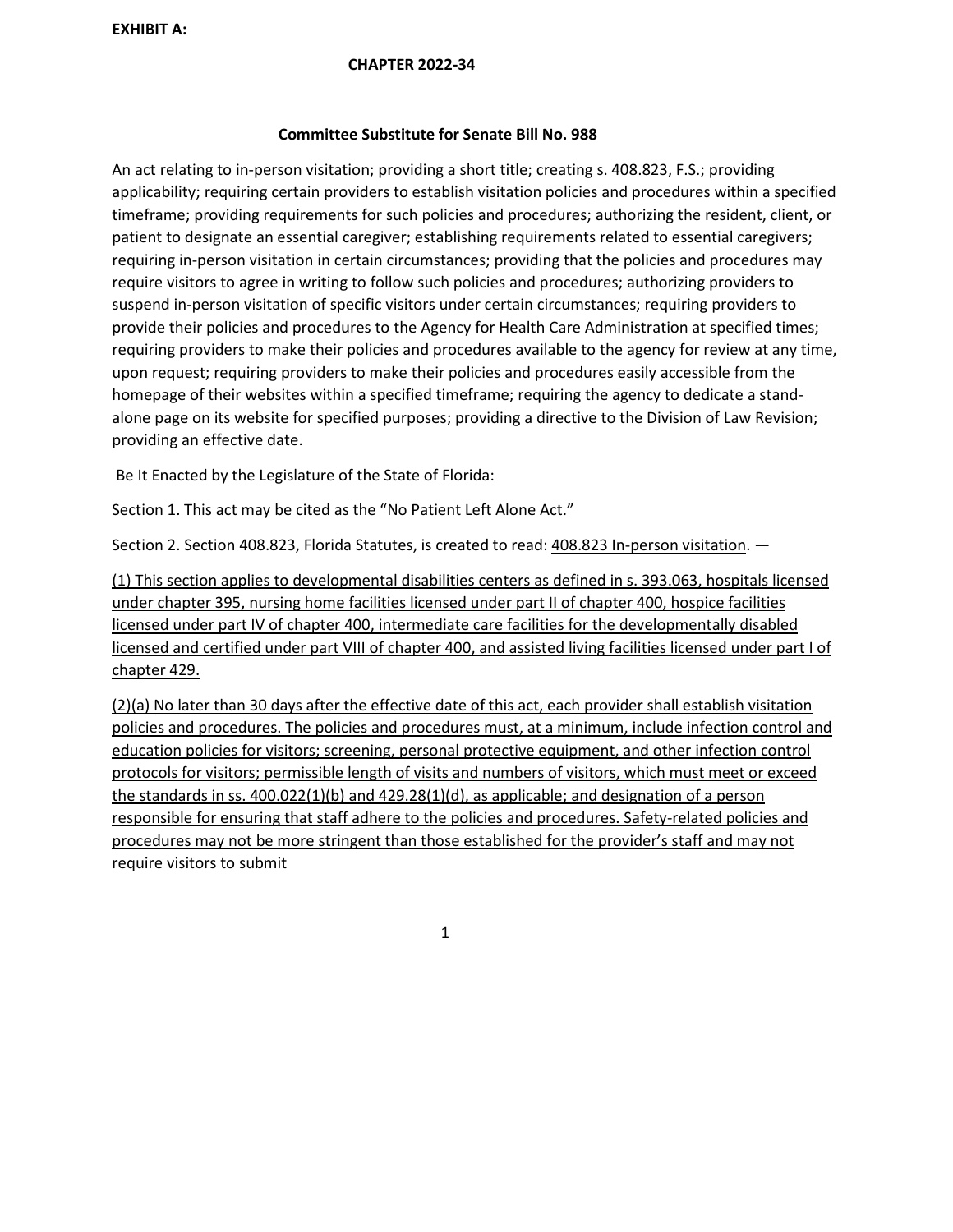**EXHIBIT A:**

**CHAPTER 2022-34**

**Committee Substitute for Senate Bill No. 988**

An act relating to in-person visitation; providing a short title; creating s. 408.823, F.S.; providing applicability; requiring certain providers to establish visitation policies and procedures within a specified timeframe; providing requirements for such policies and procedures; authorizing the resident, client, or patient to designate an essential caregiver; establishing requirements related to essential caregivers; requiring in-person visitation in certain circumstances; providing that the policies and procedures may require visitors to agree in writing to follow such policies and procedures; authorizing providers to suspend in-person visitation of specific visitors under certain circumstances; requiring providers to provide their policies and procedures to the Agency for Health Care Administration at specified times; requiring providers to make their policies and procedures available to the agency for review at any time, upon request; requiring providers to make their policies and procedures easily accessible from the homepage of their websites within a specified timeframe; requiring the agency to dedicate a stand-alone page on its website for specified purposes; providing a directive to the Division of Law Revision; providing an effective date.

Be It Enacted by the Legislature of the State of Florida:

Section 1. This act may be cited as the "No Patient Left Alone Act."

Section 2. Section 408.823, Florida Statutes, is created to read: <u>408.823 In-person visitation</u>. —

<u>(1) This section applies to developmental disabilities centers as defined in s. 393.063, hospitals licensed under chapter 395, nursing home facilities licensed under part II of chapter 400, hospice facilities licensed under part IV of chapter 400, intermediate care facilities for the developmentally disabled licensed and certified under part VIII of chapter 400, and assisted living facilities licensed under part I of chapter 429.</u>

<u>(2)(a) No later than 30 days after the effective date of this act, each provider shall establish visitation policies and procedures. The policies and procedures must, at a minimum, include infection control and education policies for visitors; screening, personal protective equipment, and other infection control protocols for visitors; permissible length of visits and numbers of visitors, which must meet or exceed the standards in ss. 400.022(1)(b) and 429.28(1)(d), as applicable; and designation of a person responsible for ensuring that staff adhere to the policies and procedures. Safety-related policies and procedures may not be more stringent than those established for the provider's staff and may not require visitors to submit</u>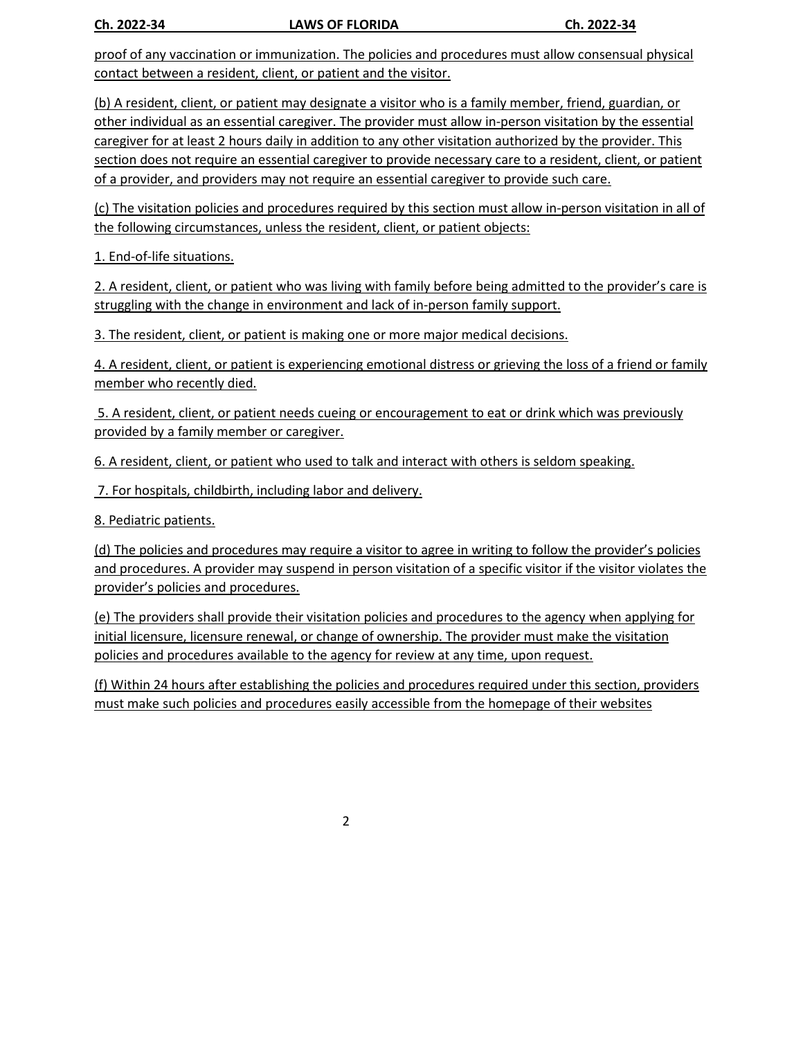proof of any vaccination or immunization. The policies and procedures must allow consensual physical contact between a resident, client, or patient and the visitor.

(b) A resident, client, or patient may designate a visitor who is a family member, friend, guardian, or other individual as an essential caregiver. The provider must allow in-person visitation by the essential caregiver for at least 2 hours daily in addition to any other visitation authorized by the provider. This section does not require an essential caregiver to provide necessary care to a resident, client, or patient of a provider, and providers may not require an essential caregiver to provide such care.

(c) The visitation policies and procedures required by this section must allow in-person visitation in all of the following circumstances, unless the resident, client, or patient objects:

1. End-of-life situations.

2. A resident, client, or patient who was living with family before being admitted to the provider's care is struggling with the change in environment and lack of in-person family support.

3. The resident, client, or patient is making one or more major medical decisions.

4. A resident, client, or patient is experiencing emotional distress or grieving the loss of a friend or family member who recently died.

5. A resident, client, or patient needs cueing or encouragement to eat or drink which was previously provided by a family member or caregiver.

6. A resident, client, or patient who used to talk and interact with others is seldom speaking.

7. For hospitals, childbirth, including labor and delivery.

8. Pediatric patients.

(d) The policies and procedures may require a visitor to agree in writing to follow the provider's policies and procedures. A provider may suspend in person visitation of a specific visitor if the visitor violates the provider's policies and procedures.

(e) The providers shall provide their visitation policies and procedures to the agency when applying for initial licensure, licensure renewal, or change of ownership. The provider must make the visitation policies and procedures available to the agency for review at any time, upon request.

(f) Within 24 hours after establishing the policies and procedures required under this section, providers must make such policies and procedures easily accessible from the homepage of their websites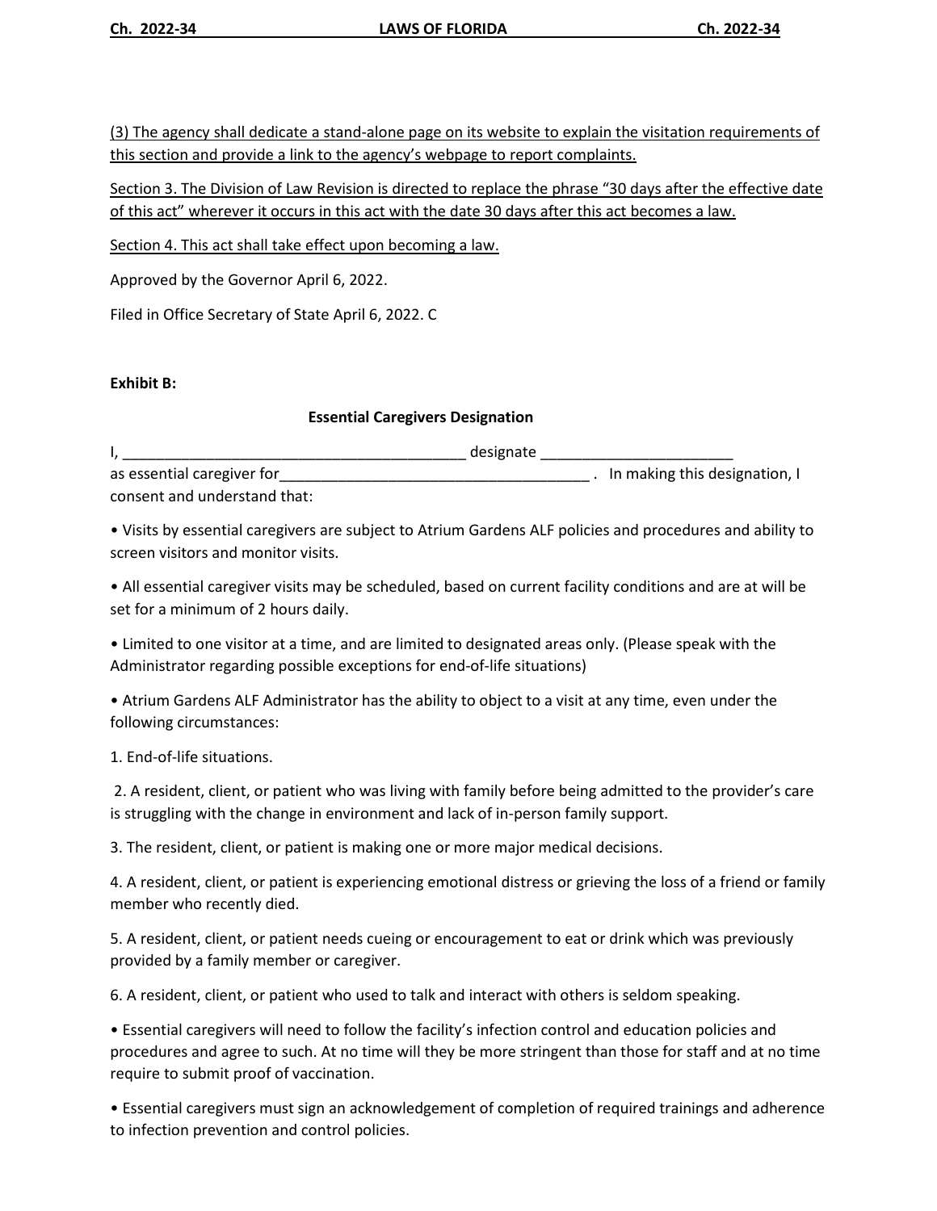(3) The agency shall dedicate a stand-alone page on its website to explain the visitation requirements of this section and provide a link to the agency's webpage to report complaints.

Section 3. The Division of Law Revision is directed to replace the phrase "30 days after the effective date of this act" wherever it occurs in this act with the date 30 days after this act becomes a law.

Section 4. This act shall take effect upon becoming a law.

Approved by the Governor April 6, 2022.

Filed in Office Secretary of State April 6, 2022. C

**Exhibit B:**

**Essential Caregivers Designation**

I, _________________________________________ designate _______________________ as essential caregiver for_____________________________________ . In making this designation, I consent and understand that:

- Visits by essential caregivers are subject to Atrium Gardens ALF policies and procedures and ability to screen visitors and monitor visits.
- All essential caregiver visits may be scheduled, based on current facility conditions and are at will be set for a minimum of 2 hours daily.
- Limited to one visitor at a time, and are limited to designated areas only. (Please speak with the Administrator regarding possible exceptions for end-of-life situations)
- Atrium Gardens ALF Administrator has the ability to object to a visit at any time, even under the following circumstances:

1. End-of-life situations.
2. A resident, client, or patient who was living with family before being admitted to the provider's care is struggling with the change in environment and lack of in-person family support.
3. The resident, client, or patient is making one or more major medical decisions.
4. A resident, client, or patient is experiencing emotional distress or grieving the loss of a friend or family member who recently died.
5. A resident, client, or patient needs cueing or encouragement to eat or drink which was previously provided by a family member or caregiver.
6. A resident, client, or patient who used to talk and interact with others is seldom speaking.

- Essential caregivers will need to follow the facility's infection control and education policies and procedures and agree to such. At no time will they be more stringent than those for staff and at no time require to submit proof of vaccination.
- Essential caregivers must sign an acknowledgement of completion of required trainings and adherence to infection prevention and control policies.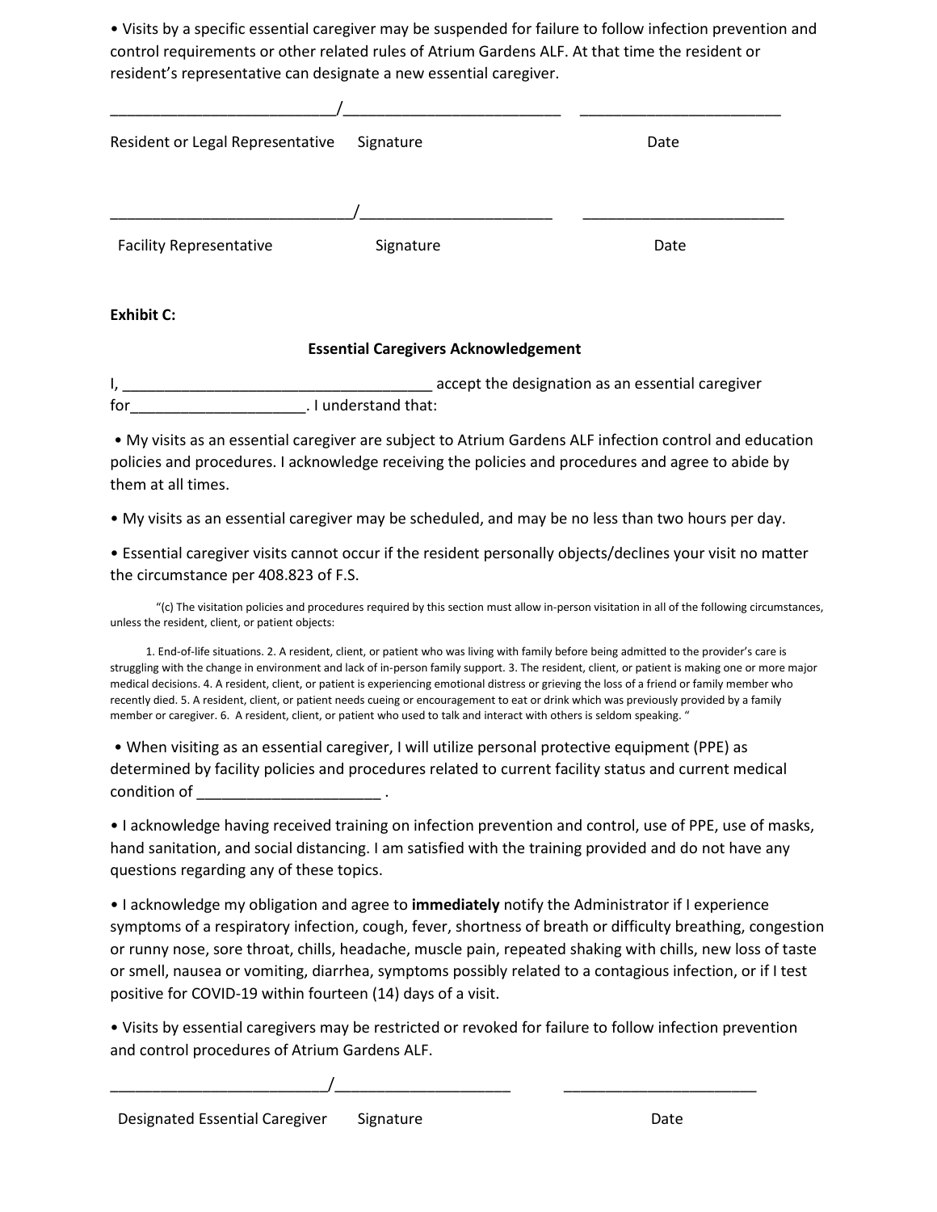• Visits by a specific essential caregiver may be suspended for failure to follow infection prevention and control requirements or other related rules of Atrium Gardens ALF. At that time the resident or resident's representative can designate a new essential caregiver.

__________________________/_________________________ ________________________

Resident or Legal Representative Signature Date

____________________________/______________________ ________________________

Facility Representative Signature Date

**Exhibit C:**

**Essential Caregivers Acknowledgement**

I, ____________________________________ accept the designation as an essential caregiver for____________________. I understand that:

• My visits as an essential caregiver are subject to Atrium Gardens ALF infection control and education policies and procedures. I acknowledge receiving the policies and procedures and agree to abide by them at all times.

• My visits as an essential caregiver may be scheduled, and may be no less than two hours per day.

• Essential caregiver visits cannot occur if the resident personally objects/declines your visit no matter the circumstance per 408.823 of F.S.

"(c) The visitation policies and procedures required by this section must allow in-person visitation in all of the following circumstances, unless the resident, client, or patient objects:

1. End-of-life situations. 2. A resident, client, or patient who was living with family before being admitted to the provider's care is struggling with the change in environment and lack of in-person family support. 3. The resident, client, or patient is making one or more major medical decisions. 4. A resident, client, or patient is experiencing emotional distress or grieving the loss of a friend or family member who recently died. 5. A resident, client, or patient needs cueing or encouragement to eat or drink which was previously provided by a family member or caregiver. 6. A resident, client, or patient who used to talk and interact with others is seldom speaking. "

• When visiting as an essential caregiver, I will utilize personal protective equipment (PPE) as determined by facility policies and procedures related to current facility status and current medical condition of _____________________ .

• I acknowledge having received training on infection prevention and control, use of PPE, use of masks, hand sanitation, and social distancing. I am satisfied with the training provided and do not have any questions regarding any of these topics.

• I acknowledge my obligation and agree to **immediately** notify the Administrator if I experience symptoms of a respiratory infection, cough, fever, shortness of breath or difficulty breathing, congestion or runny nose, sore throat, chills, headache, muscle pain, repeated shaking with chills, new loss of taste or smell, nausea or vomiting, diarrhea, symptoms possibly related to a contagious infection, or if I test positive for COVID-19 within fourteen (14) days of a visit.

• Visits by essential caregivers may be restricted or revoked for failure to follow infection prevention and control procedures of Atrium Gardens ALF.

_________________________/____________________ _______________________

Designated Essential Caregiver Signature Date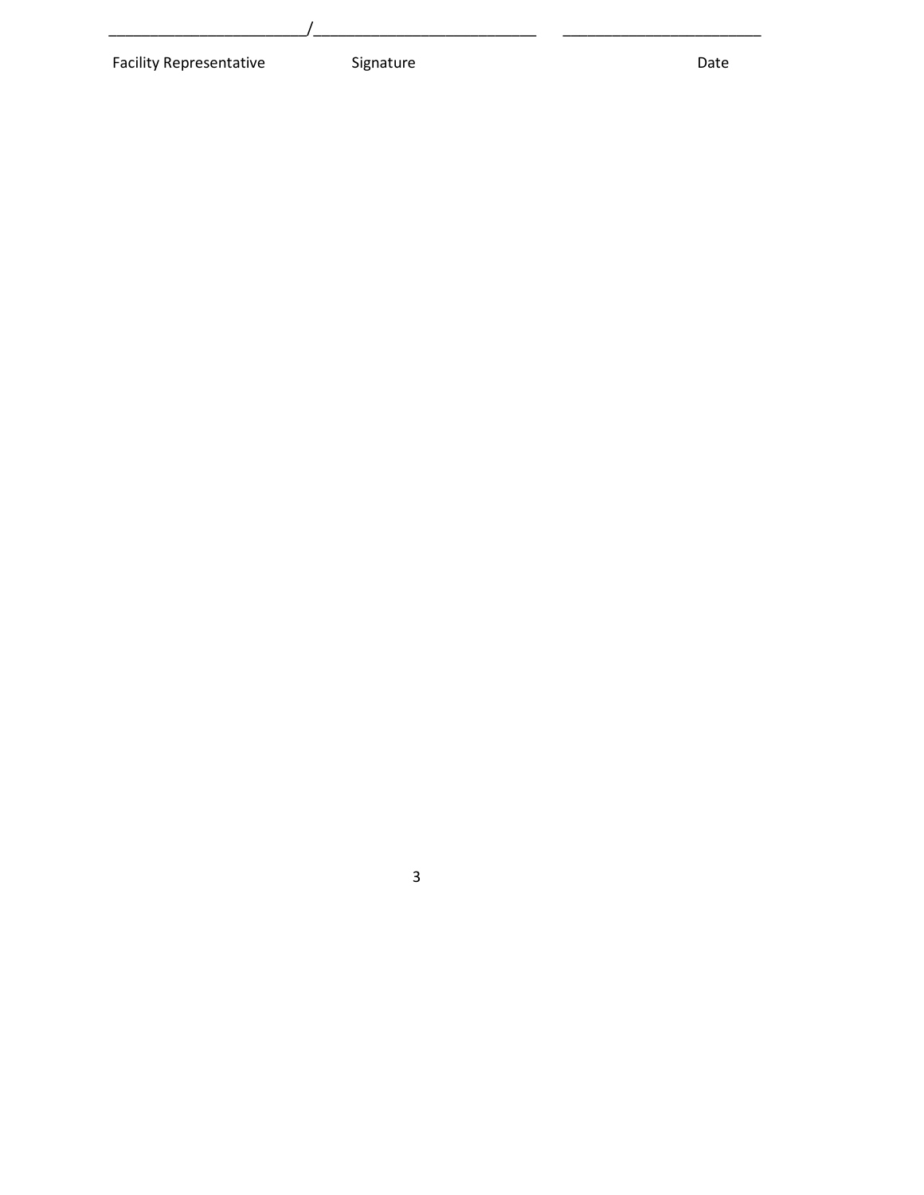_______________________/__________________________ _______________________

Facility Representative Signature Date